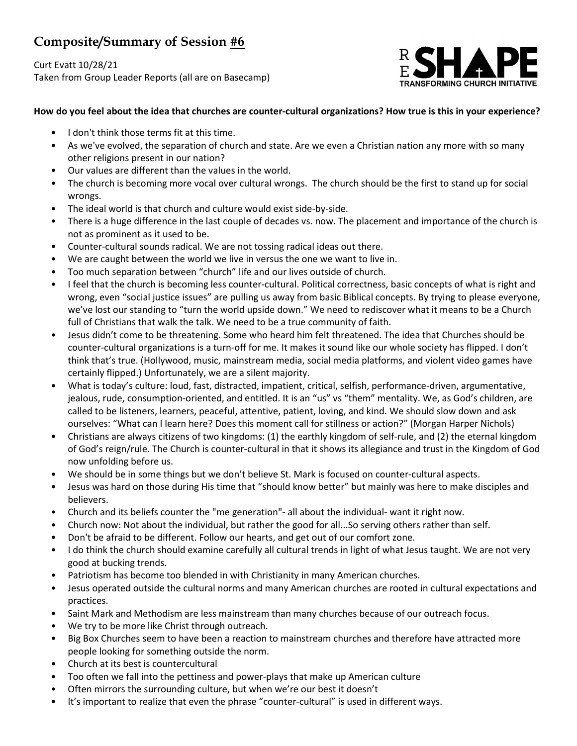# Composite/Summary of Session #6

Curt Evatt 10/28/21
Taken from Group Leader Reports (all are on Basecamp)

R
E SHAPE
TRANSFORMING CHURCH INITIATIVE

**How do you feel about the idea that churches are counter-cultural organizations? How true is this in your experience?**

- I don't think those terms fit at this time.
- As we've evolved, the separation of church and state. Are we even a Christian nation any more with so many other religions present in our nation?
- Our values are different than the values in the world.
- The church is becoming more vocal over cultural wrongs. The church should be the first to stand up for social wrongs.
- The ideal world is that church and culture would exist side-by-side.
- There is a huge difference in the last couple of decades vs. now. The placement and importance of the church is not as prominent as it used to be.
- Counter-cultural sounds radical. We are not tossing radical ideas out there.
- We are caught between the world we live in versus the one we want to live in.
- Too much separation between "church" life and our lives outside of church.
- I feel that the church is becoming less counter-cultural. Political correctness, basic concepts of what is right and wrong, even "social justice issues" are pulling us away from basic Biblical concepts. By trying to please everyone, we've lost our standing to "turn the world upside down." We need to rediscover what it means to be a Church full of Christians that walk the talk. We need to be a true community of faith.
- Jesus didn't come to be threatening. Some who heard him felt threatened. The idea that Churches should be counter-cultural organizations is a turn-off for me. It makes it sound like our whole society has flipped. I don't think that's true. (Hollywood, music, mainstream media, social media platforms, and violent video games have certainly flipped.) Unfortunately, we are a silent majority.
- What is today's culture: loud, fast, distracted, impatient, critical, selfish, performance-driven, argumentative, jealous, rude, consumption-oriented, and entitled. It is an "us" vs "them" mentality. We, as God's children, are called to be listeners, learners, peaceful, attentive, patient, loving, and kind. We should slow down and ask ourselves: "What can I learn here? Does this moment call for stillness or action?" (Morgan Harper Nichols)
- Christians are always citizens of two kingdoms: (1) the earthly kingdom of self-rule, and (2) the eternal kingdom of God's reign/rule. The Church is counter-cultural in that it shows its allegiance and trust in the Kingdom of God now unfolding before us.
- We should be in some things but we don't believe St. Mark is focused on counter-cultural aspects.
- Jesus was hard on those during His time that "should know better" but mainly was here to make disciples and believers.
- Church and its beliefs counter the "me generation"- all about the individual- want it right now.
- Church now: Not about the individual, but rather the good for all...So serving others rather than self.
- Don't be afraid to be different. Follow our hearts, and get out of our comfort zone.
- I do think the church should examine carefully all cultural trends in light of what Jesus taught. We are not very good at bucking trends.
- Patriotism has become too blended in with Christianity in many American churches.
- Jesus operated outside the cultural norms and many American churches are rooted in cultural expectations and practices.
- Saint Mark and Methodism are less mainstream than many churches because of our outreach focus.
- We try to be more like Christ through outreach.
- Big Box Churches seem to have been a reaction to mainstream churches and therefore have attracted more people looking for something outside the norm.
- Church at its best is countercultural
- Too often we fall into the pettiness and power-plays that make up American culture
- Often mirrors the surrounding culture, but when we're our best it doesn't
- It's important to realize that even the phrase "counter-cultural" is used in different ways.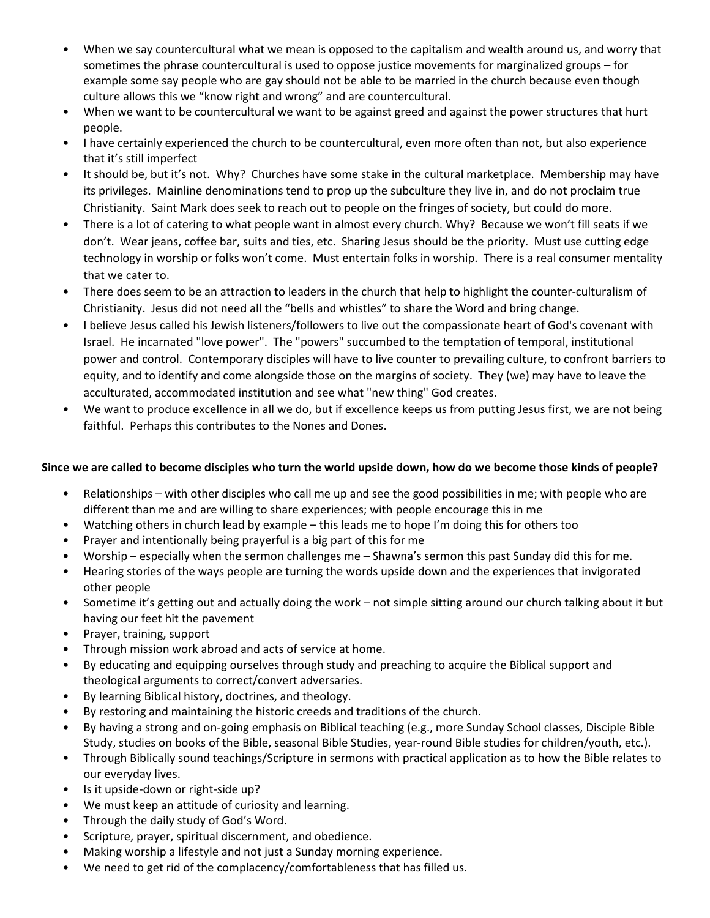- When we say countercultural what we mean is opposed to the capitalism and wealth around us, and worry that sometimes the phrase countercultural is used to oppose justice movements for marginalized groups – for example some say people who are gay should not be able to be married in the church because even though culture allows this we "know right and wrong" and are countercultural.
- When we want to be countercultural we want to be against greed and against the power structures that hurt people.
- I have certainly experienced the church to be countercultural, even more often than not, but also experience that it's still imperfect
- It should be, but it's not. Why? Churches have some stake in the cultural marketplace. Membership may have its privileges. Mainline denominations tend to prop up the subculture they live in, and do not proclaim true Christianity. Saint Mark does seek to reach out to people on the fringes of society, but could do more.
- There is a lot of catering to what people want in almost every church. Why? Because we won't fill seats if we don't. Wear jeans, coffee bar, suits and ties, etc. Sharing Jesus should be the priority. Must use cutting edge technology in worship or folks won't come. Must entertain folks in worship. There is a real consumer mentality that we cater to.
- There does seem to be an attraction to leaders in the church that help to highlight the counter-culturalism of Christianity. Jesus did not need all the "bells and whistles" to share the Word and bring change.
- I believe Jesus called his Jewish listeners/followers to live out the compassionate heart of God's covenant with Israel. He incarnated "love power". The "powers" succumbed to the temptation of temporal, institutional power and control. Contemporary disciples will have to live counter to prevailing culture, to confront barriers to equity, and to identify and come alongside those on the margins of society. They (we) may have to leave the acculturated, accommodated institution and see what "new thing" God creates.
- We want to produce excellence in all we do, but if excellence keeps us from putting Jesus first, we are not being faithful. Perhaps this contributes to the Nones and Dones.

**Since we are called to become disciples who turn the world upside down, how do we become those kinds of people?**

- Relationships – with other disciples who call me up and see the good possibilities in me; with people who are different than me and are willing to share experiences; with people encourage this in me
- Watching others in church lead by example – this leads me to hope I'm doing this for others too
- Prayer and intentionally being prayerful is a big part of this for me
- Worship – especially when the sermon challenges me – Shawna's sermon this past Sunday did this for me.
- Hearing stories of the ways people are turning the words upside down and the experiences that invigorated other people
- Sometime it's getting out and actually doing the work – not simple sitting around our church talking about it but having our feet hit the pavement
- Prayer, training, support
- Through mission work abroad and acts of service at home.
- By educating and equipping ourselves through study and preaching to acquire the Biblical support and theological arguments to correct/convert adversaries.
- By learning Biblical history, doctrines, and theology.
- By restoring and maintaining the historic creeds and traditions of the church.
- By having a strong and on-going emphasis on Biblical teaching (e.g., more Sunday School classes, Disciple Bible Study, studies on books of the Bible, seasonal Bible Studies, year-round Bible studies for children/youth, etc.).
- Through Biblically sound teachings/Scripture in sermons with practical application as to how the Bible relates to our everyday lives.
- Is it upside-down or right-side up?
- We must keep an attitude of curiosity and learning.
- Through the daily study of God's Word.
- Scripture, prayer, spiritual discernment, and obedience.
- Making worship a lifestyle and not just a Sunday morning experience.
- We need to get rid of the complacency/comfortableness that has filled us.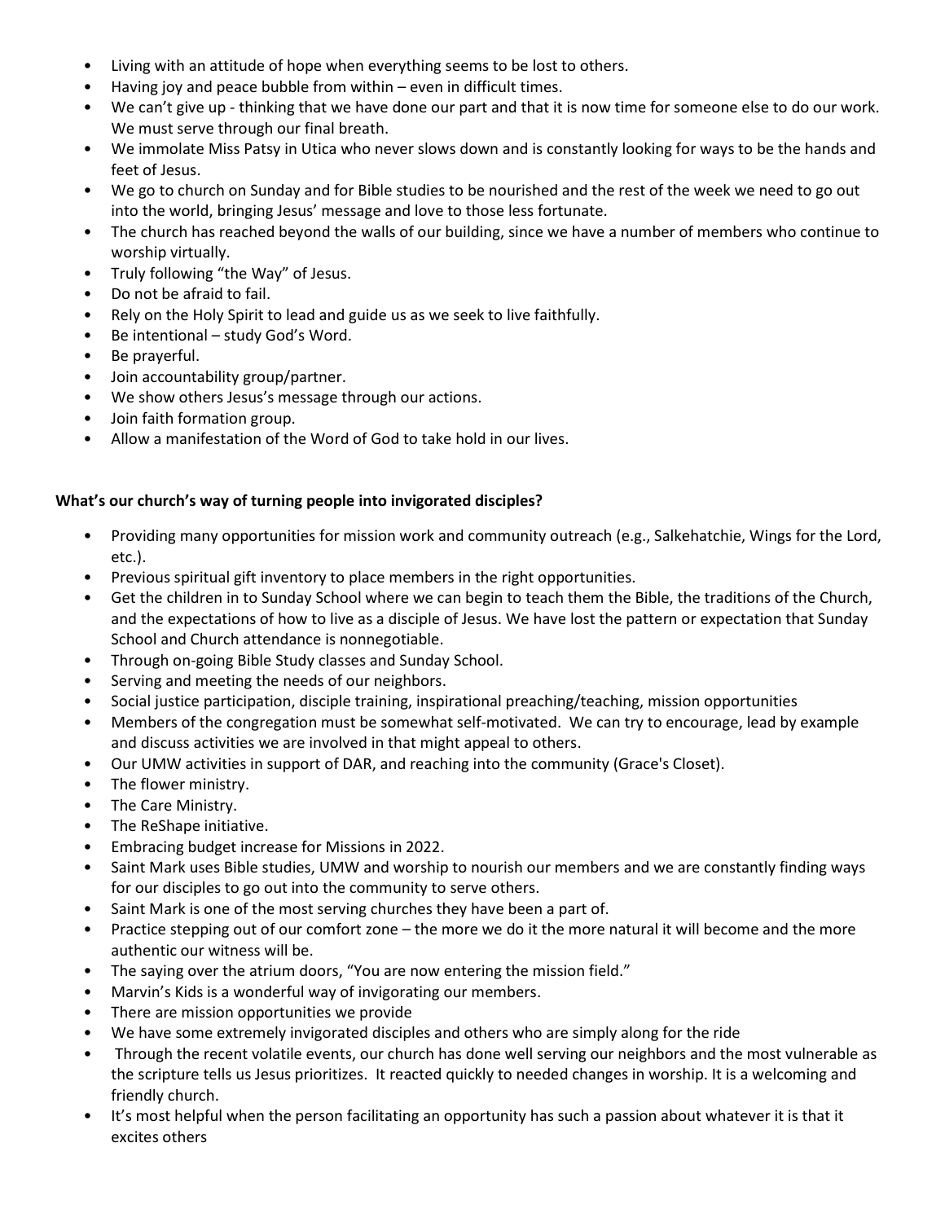- Living with an attitude of hope when everything seems to be lost to others.
- Having joy and peace bubble from within – even in difficult times.
- We can't give up - thinking that we have done our part and that it is now time for someone else to do our work. We must serve through our final breath.
- We immolate Miss Patsy in Utica who never slows down and is constantly looking for ways to be the hands and feet of Jesus.
- We go to church on Sunday and for Bible studies to be nourished and the rest of the week we need to go out into the world, bringing Jesus' message and love to those less fortunate.
- The church has reached beyond the walls of our building, since we have a number of members who continue to worship virtually.
- Truly following "the Way" of Jesus.
- Do not be afraid to fail.
- Rely on the Holy Spirit to lead and guide us as we seek to live faithfully.
- Be intentional – study God's Word.
- Be prayerful.
- Join accountability group/partner.
- We show others Jesus's message through our actions.
- Join faith formation group.
- Allow a manifestation of the Word of God to take hold in our lives.

**What's our church's way of turning people into invigorated disciples?**

- Providing many opportunities for mission work and community outreach (e.g., Salkehatchie, Wings for the Lord, etc.).
- Previous spiritual gift inventory to place members in the right opportunities.
- Get the children in to Sunday School where we can begin to teach them the Bible, the traditions of the Church, and the expectations of how to live as a disciple of Jesus. We have lost the pattern or expectation that Sunday School and Church attendance is nonnegotiable.
- Through on-going Bible Study classes and Sunday School.
- Serving and meeting the needs of our neighbors.
- Social justice participation, disciple training, inspirational preaching/teaching, mission opportunities
- Members of the congregation must be somewhat self-motivated. We can try to encourage, lead by example and discuss activities we are involved in that might appeal to others.
- Our UMW activities in support of DAR, and reaching into the community (Grace's Closet).
- The flower ministry.
- The Care Ministry.
- The ReShape initiative.
- Embracing budget increase for Missions in 2022.
- Saint Mark uses Bible studies, UMW and worship to nourish our members and we are constantly finding ways for our disciples to go out into the community to serve others.
- Saint Mark is one of the most serving churches they have been a part of.
- Practice stepping out of our comfort zone – the more we do it the more natural it will become and the more authentic our witness will be.
- The saying over the atrium doors, "You are now entering the mission field."
- Marvin's Kids is a wonderful way of invigorating our members.
- There are mission opportunities we provide
- We have some extremely invigorated disciples and others who are simply along for the ride
- Through the recent volatile events, our church has done well serving our neighbors and the most vulnerable as the scripture tells us Jesus prioritizes. It reacted quickly to needed changes in worship. It is a welcoming and friendly church.
- It's most helpful when the person facilitating an opportunity has such a passion about whatever it is that it excites others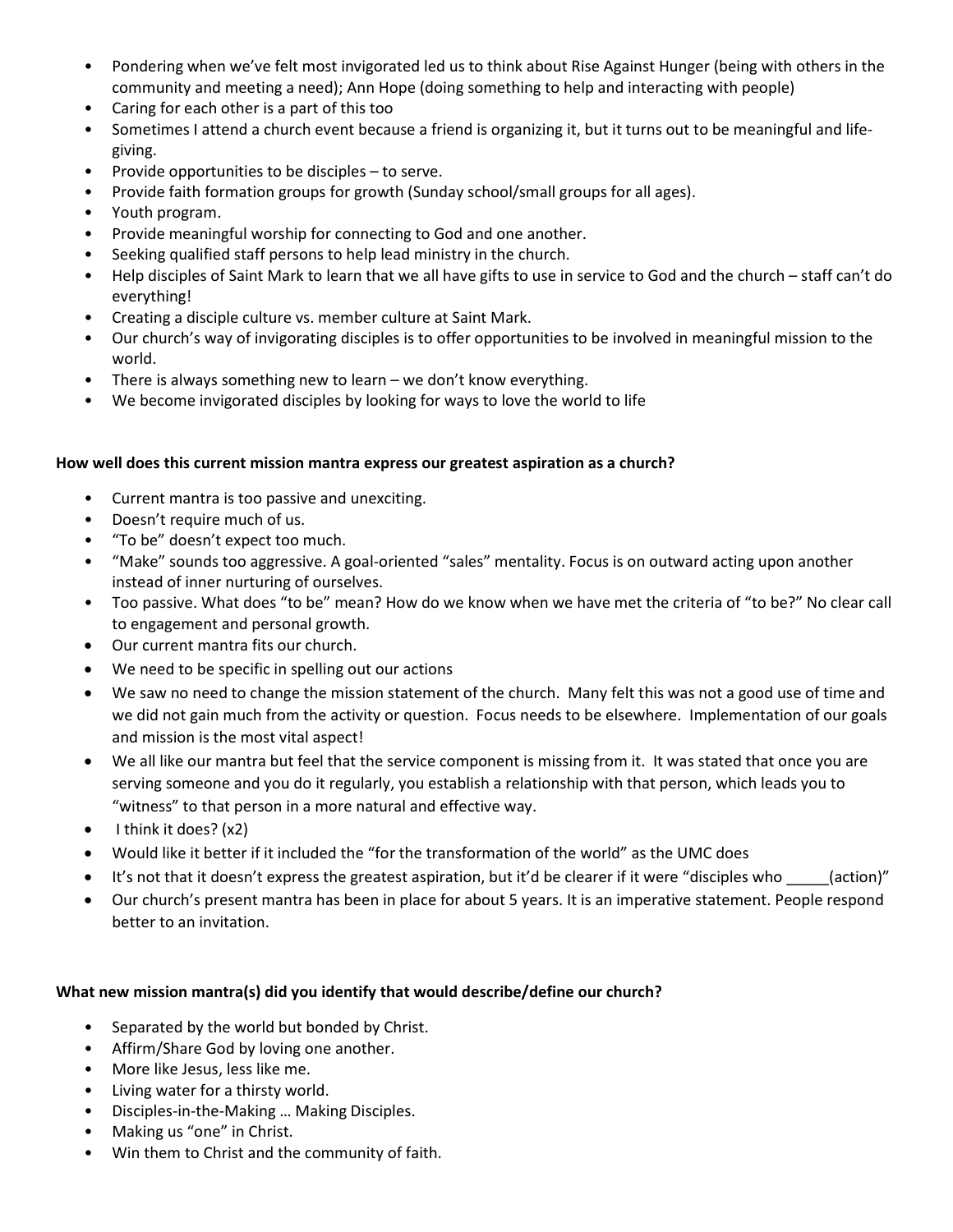- Pondering when we've felt most invigorated led us to think about Rise Against Hunger (being with others in the community and meeting a need); Ann Hope (doing something to help and interacting with people)
- Caring for each other is a part of this too
- Sometimes I attend a church event because a friend is organizing it, but it turns out to be meaningful and life-giving.
- Provide opportunities to be disciples – to serve.
- Provide faith formation groups for growth (Sunday school/small groups for all ages).
- Youth program.
- Provide meaningful worship for connecting to God and one another.
- Seeking qualified staff persons to help lead ministry in the church.
- Help disciples of Saint Mark to learn that we all have gifts to use in service to God and the church – staff can't do everything!
- Creating a disciple culture vs. member culture at Saint Mark.
- Our church's way of invigorating disciples is to offer opportunities to be involved in meaningful mission to the world.
- There is always something new to learn – we don't know everything.
- We become invigorated disciples by looking for ways to love the world to life

**How well does this current mission mantra express our greatest aspiration as a church?**

- Current mantra is too passive and unexciting.
- Doesn't require much of us.
- "To be" doesn't expect too much.
- "Make" sounds too aggressive. A goal-oriented "sales" mentality. Focus is on outward acting upon another instead of inner nurturing of ourselves.
- Too passive. What does "to be" mean? How do we know when we have met the criteria of "to be?" No clear call to engagement and personal growth.
- Our current mantra fits our church.
- We need to be specific in spelling out our actions
- We saw no need to change the mission statement of the church. Many felt this was not a good use of time and we did not gain much from the activity or question. Focus needs to be elsewhere. Implementation of our goals and mission is the most vital aspect!
- We all like our mantra but feel that the service component is missing from it. It was stated that once you are serving someone and you do it regularly, you establish a relationship with that person, which leads you to "witness" to that person in a more natural and effective way.
- I think it does? (x2)
- Would like it better if it included the "for the transformation of the world" as the UMC does
- It's not that it doesn't express the greatest aspiration, but it'd be clearer if it were "disciples who _____(action)"
- Our church's present mantra has been in place for about 5 years. It is an imperative statement. People respond better to an invitation.

**What new mission mantra(s) did you identify that would describe/define our church?**

- Separated by the world but bonded by Christ.
- Affirm/Share God by loving one another.
- More like Jesus, less like me.
- Living water for a thirsty world.
- Disciples-in-the-Making … Making Disciples.
- Making us "one" in Christ.
- Win them to Christ and the community of faith.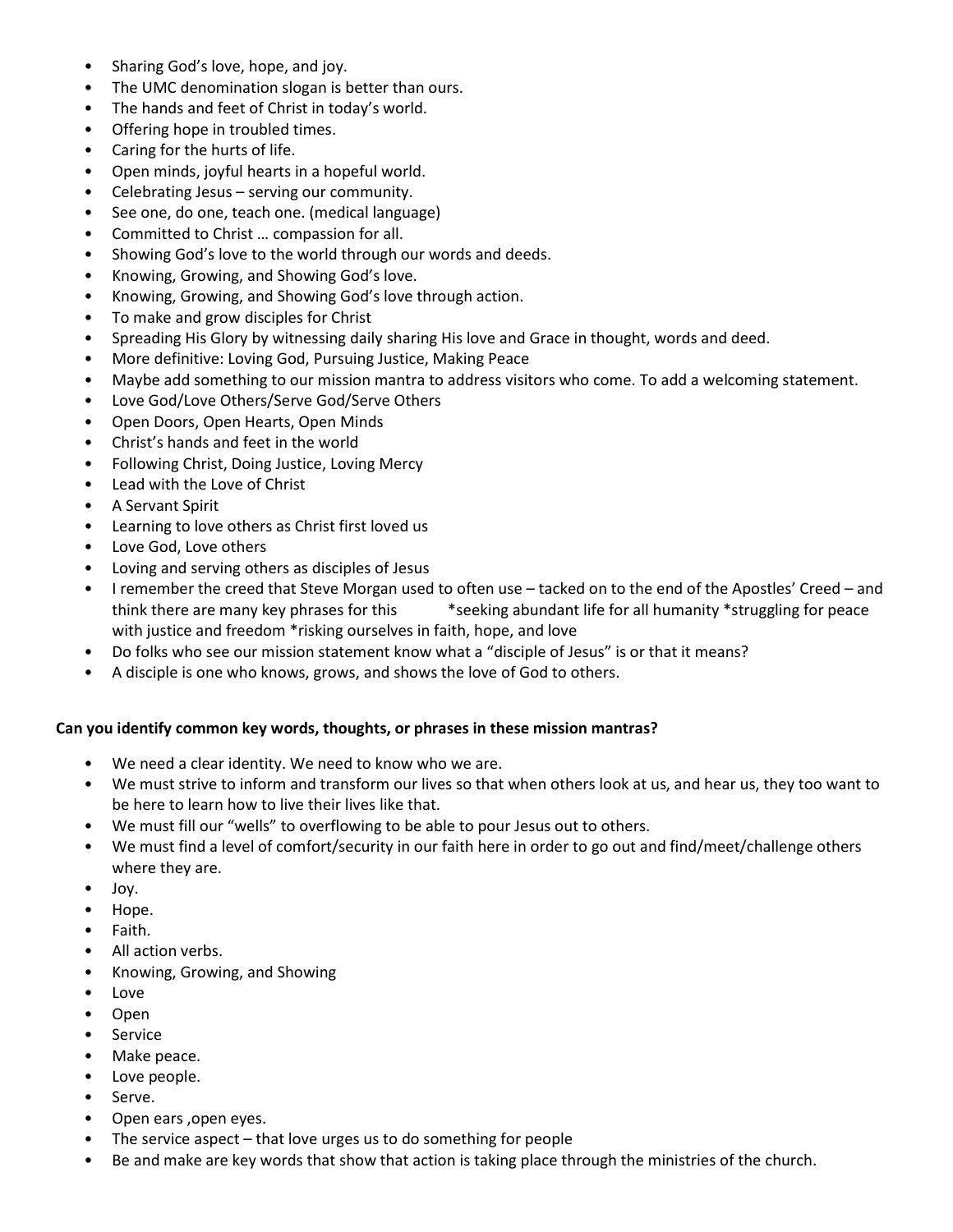- Sharing God's love, hope, and joy.
- The UMC denomination slogan is better than ours.
- The hands and feet of Christ in today's world.
- Offering hope in troubled times.
- Caring for the hurts of life.
- Open minds, joyful hearts in a hopeful world.
- Celebrating Jesus – serving our community.
- See one, do one, teach one. (medical language)
- Committed to Christ … compassion for all.
- Showing God's love to the world through our words and deeds.
- Knowing, Growing, and Showing God's love.
- Knowing, Growing, and Showing God's love through action.
- To make and grow disciples for Christ
- Spreading His Glory by witnessing daily sharing His love and Grace in thought, words and deed.
- More definitive: Loving God, Pursuing Justice, Making Peace
- Maybe add something to our mission mantra to address visitors who come. To add a welcoming statement.
- Love God/Love Others/Serve God/Serve Others
- Open Doors, Open Hearts, Open Minds
- Christ's hands and feet in the world
- Following Christ, Doing Justice, Loving Mercy
- Lead with the Love of Christ
- A Servant Spirit
- Learning to love others as Christ first loved us
- Love God, Love others
- Loving and serving others as disciples of Jesus
- I remember the creed that Steve Morgan used to often use – tacked on to the end of the Apostles' Creed – and think there are many key phrases for this *seeking abundant life for all humanity *struggling for peace with justice and freedom *risking ourselves in faith, hope, and love
- Do folks who see our mission statement know what a "disciple of Jesus" is or that it means?
- A disciple is one who knows, grows, and shows the love of God to others.

**Can you identify common key words, thoughts, or phrases in these mission mantras?**

- We need a clear identity. We need to know who we are.
- We must strive to inform and transform our lives so that when others look at us, and hear us, they too want to be here to learn how to live their lives like that.
- We must fill our "wells" to overflowing to be able to pour Jesus out to others.
- We must find a level of comfort/security in our faith here in order to go out and find/meet/challenge others where they are.
- Joy.
- Hope.
- Faith.
- All action verbs.
- Knowing, Growing, and Showing
- Love
- Open
- Service
- Make peace.
- Love people.
- Serve.
- Open ears ,open eyes.
- The service aspect – that love urges us to do something for people
- Be and make are key words that show that action is taking place through the ministries of the church.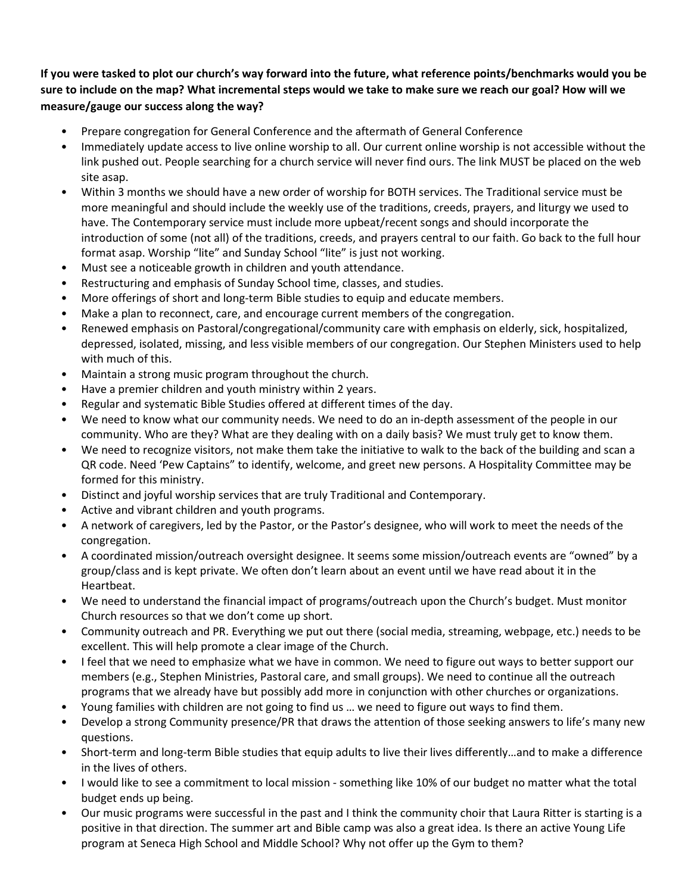**If you were tasked to plot our church's way forward into the future, what reference points/benchmarks would you be sure to include on the map? What incremental steps would we take to make sure we reach our goal? How will we measure/gauge our success along the way?**

- Prepare congregation for General Conference and the aftermath of General Conference
- Immediately update access to live online worship to all. Our current online worship is not accessible without the link pushed out. People searching for a church service will never find ours. The link MUST be placed on the web site asap.
- Within 3 months we should have a new order of worship for BOTH services. The Traditional service must be more meaningful and should include the weekly use of the traditions, creeds, prayers, and liturgy we used to have. The Contemporary service must include more upbeat/recent songs and should incorporate the introduction of some (not all) of the traditions, creeds, and prayers central to our faith. Go back to the full hour format asap. Worship "lite" and Sunday School "lite" is just not working.
- Must see a noticeable growth in children and youth attendance.
- Restructuring and emphasis of Sunday School time, classes, and studies.
- More offerings of short and long-term Bible studies to equip and educate members.
- Make a plan to reconnect, care, and encourage current members of the congregation.
- Renewed emphasis on Pastoral/congregational/community care with emphasis on elderly, sick, hospitalized, depressed, isolated, missing, and less visible members of our congregation. Our Stephen Ministers used to help with much of this.
- Maintain a strong music program throughout the church.
- Have a premier children and youth ministry within 2 years.
- Regular and systematic Bible Studies offered at different times of the day.
- We need to know what our community needs. We need to do an in-depth assessment of the people in our community. Who are they? What are they dealing with on a daily basis? We must truly get to know them.
- We need to recognize visitors, not make them take the initiative to walk to the back of the building and scan a QR code. Need 'Pew Captains" to identify, welcome, and greet new persons. A Hospitality Committee may be formed for this ministry.
- Distinct and joyful worship services that are truly Traditional and Contemporary.
- Active and vibrant children and youth programs.
- A network of caregivers, led by the Pastor, or the Pastor's designee, who will work to meet the needs of the congregation.
- A coordinated mission/outreach oversight designee. It seems some mission/outreach events are "owned" by a group/class and is kept private. We often don't learn about an event until we have read about it in the Heartbeat.
- We need to understand the financial impact of programs/outreach upon the Church's budget. Must monitor Church resources so that we don't come up short.
- Community outreach and PR. Everything we put out there (social media, streaming, webpage, etc.) needs to be excellent. This will help promote a clear image of the Church.
- I feel that we need to emphasize what we have in common. We need to figure out ways to better support our members (e.g., Stephen Ministries, Pastoral care, and small groups). We need to continue all the outreach programs that we already have but possibly add more in conjunction with other churches or organizations.
- Young families with children are not going to find us … we need to figure out ways to find them.
- Develop a strong Community presence/PR that draws the attention of those seeking answers to life's many new questions.
- Short-term and long-term Bible studies that equip adults to live their lives differently…and to make a difference in the lives of others.
- I would like to see a commitment to local mission - something like 10% of our budget no matter what the total budget ends up being.
- Our music programs were successful in the past and I think the community choir that Laura Ritter is starting is a positive in that direction. The summer art and Bible camp was also a great idea. Is there an active Young Life program at Seneca High School and Middle School? Why not offer up the Gym to them?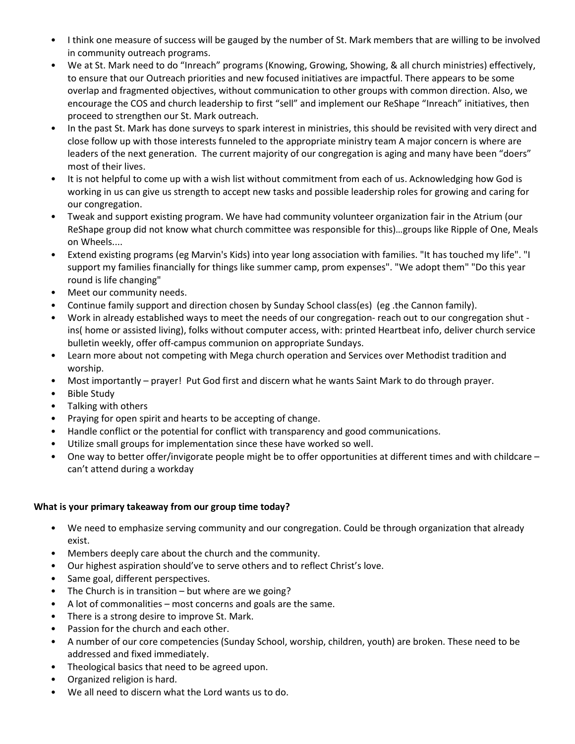- I think one measure of success will be gauged by the number of St. Mark members that are willing to be involved in community outreach programs.
- We at St. Mark need to do "Inreach" programs (Knowing, Growing, Showing, & all church ministries) effectively, to ensure that our Outreach priorities and new focused initiatives are impactful. There appears to be some overlap and fragmented objectives, without communication to other groups with common direction. Also, we encourage the COS and church leadership to first "sell" and implement our ReShape "Inreach" initiatives, then proceed to strengthen our St. Mark outreach.
- In the past St. Mark has done surveys to spark interest in ministries, this should be revisited with very direct and close follow up with those interests funneled to the appropriate ministry team A major concern is where are leaders of the next generation. The current majority of our congregation is aging and many have been "doers" most of their lives.
- It is not helpful to come up with a wish list without commitment from each of us. Acknowledging how God is working in us can give us strength to accept new tasks and possible leadership roles for growing and caring for our congregation.
- Tweak and support existing program. We have had community volunteer organization fair in the Atrium (our ReShape group did not know what church committee was responsible for this)…groups like Ripple of One, Meals on Wheels....
- Extend existing programs (eg Marvin's Kids) into year long association with families. "It has touched my life". "I support my families financially for things like summer camp, prom expenses". "We adopt them" "Do this year round is life changing"
- Meet our community needs.
- Continue family support and direction chosen by Sunday School class(es) (eg .the Cannon family).
- Work in already established ways to meet the needs of our congregation- reach out to our congregation shut - ins( home or assisted living), folks without computer access, with: printed Heartbeat info, deliver church service bulletin weekly, offer off-campus communion on appropriate Sundays.
- Learn more about not competing with Mega church operation and Services over Methodist tradition and worship.
- Most importantly – prayer! Put God first and discern what he wants Saint Mark to do through prayer.
- Bible Study
- Talking with others
- Praying for open spirit and hearts to be accepting of change.
- Handle conflict or the potential for conflict with transparency and good communications.
- Utilize small groups for implementation since these have worked so well.
- One way to better offer/invigorate people might be to offer opportunities at different times and with childcare – can't attend during a workday

**What is your primary takeaway from our group time today?**

- We need to emphasize serving community and our congregation. Could be through organization that already exist.
- Members deeply care about the church and the community.
- Our highest aspiration should've to serve others and to reflect Christ's love.
- Same goal, different perspectives.
- The Church is in transition – but where are we going?
- A lot of commonalities – most concerns and goals are the same.
- There is a strong desire to improve St. Mark.
- Passion for the church and each other.
- A number of our core competencies (Sunday School, worship, children, youth) are broken. These need to be addressed and fixed immediately.
- Theological basics that need to be agreed upon.
- Organized religion is hard.
- We all need to discern what the Lord wants us to do.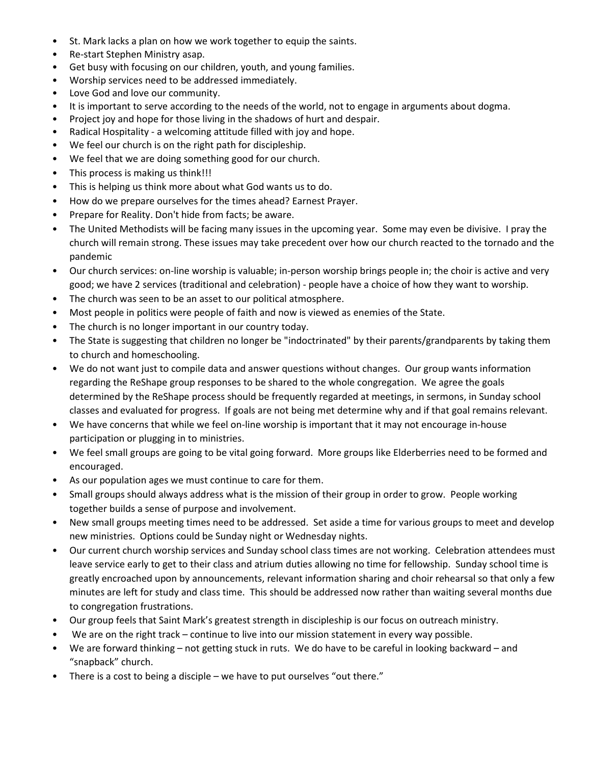- St. Mark lacks a plan on how we work together to equip the saints.
- Re-start Stephen Ministry asap.
- Get busy with focusing on our children, youth, and young families.
- Worship services need to be addressed immediately.
- Love God and love our community.
- It is important to serve according to the needs of the world, not to engage in arguments about dogma.
- Project joy and hope for those living in the shadows of hurt and despair.
- Radical Hospitality - a welcoming attitude filled with joy and hope.
- We feel our church is on the right path for discipleship.
- We feel that we are doing something good for our church.
- This process is making us think!!!
- This is helping us think more about what God wants us to do.
- How do we prepare ourselves for the times ahead? Earnest Prayer.
- Prepare for Reality. Don't hide from facts; be aware.
- The United Methodists will be facing many issues in the upcoming year. Some may even be divisive. I pray the church will remain strong. These issues may take precedent over how our church reacted to the tornado and the pandemic
- Our church services: on-line worship is valuable; in-person worship brings people in; the choir is active and very good; we have 2 services (traditional and celebration) - people have a choice of how they want to worship.
- The church was seen to be an asset to our political atmosphere.
- Most people in politics were people of faith and now is viewed as enemies of the State.
- The church is no longer important in our country today.
- The State is suggesting that children no longer be "indoctrinated" by their parents/grandparents by taking them to church and homeschooling.
- We do not want just to compile data and answer questions without changes. Our group wants information regarding the ReShape group responses to be shared to the whole congregation. We agree the goals determined by the ReShape process should be frequently regarded at meetings, in sermons, in Sunday school classes and evaluated for progress. If goals are not being met determine why and if that goal remains relevant.
- We have concerns that while we feel on-line worship is important that it may not encourage in-house participation or plugging in to ministries.
- We feel small groups are going to be vital going forward. More groups like Elderberries need to be formed and encouraged.
- As our population ages we must continue to care for them.
- Small groups should always address what is the mission of their group in order to grow. People working together builds a sense of purpose and involvement.
- New small groups meeting times need to be addressed. Set aside a time for various groups to meet and develop new ministries. Options could be Sunday night or Wednesday nights.
- Our current church worship services and Sunday school class times are not working. Celebration attendees must leave service early to get to their class and atrium duties allowing no time for fellowship. Sunday school time is greatly encroached upon by announcements, relevant information sharing and choir rehearsal so that only a few minutes are left for study and class time. This should be addressed now rather than waiting several months due to congregation frustrations.
- Our group feels that Saint Mark's greatest strength in discipleship is our focus on outreach ministry.
- We are on the right track – continue to live into our mission statement in every way possible.
- We are forward thinking – not getting stuck in ruts. We do have to be careful in looking backward – and "snapback" church.
- There is a cost to being a disciple – we have to put ourselves "out there."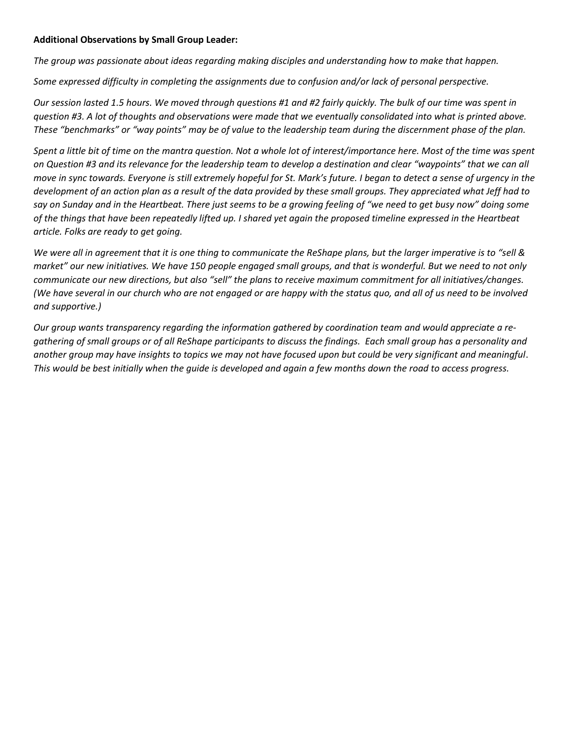**Additional Observations by Small Group Leader:**

*The group was passionate about ideas regarding making disciples and understanding how to make that happen.*

*Some expressed difficulty in completing the assignments due to confusion and/or lack of personal perspective.*

*Our session lasted 1.5 hours. We moved through questions #1 and #2 fairly quickly. The bulk of our time was spent in question #3. A lot of thoughts and observations were made that we eventually consolidated into what is printed above. These "benchmarks" or "way points" may be of value to the leadership team during the discernment phase of the plan.*

*Spent a little bit of time on the mantra question. Not a whole lot of interest/importance here. Most of the time was spent on Question #3 and its relevance for the leadership team to develop a destination and clear "waypoints" that we can all move in sync towards. Everyone is still extremely hopeful for St. Mark's future. I began to detect a sense of urgency in the development of an action plan as a result of the data provided by these small groups. They appreciated what Jeff had to say on Sunday and in the Heartbeat. There just seems to be a growing feeling of "we need to get busy now" doing some of the things that have been repeatedly lifted up. I shared yet again the proposed timeline expressed in the Heartbeat article. Folks are ready to get going.*

*We were all in agreement that it is one thing to communicate the ReShape plans, but the larger imperative is to "sell & market" our new initiatives. We have 150 people engaged small groups, and that is wonderful. But we need to not only communicate our new directions, but also "sell" the plans to receive maximum commitment for all initiatives/changes. (We have several in our church who are not engaged or are happy with the status quo, and all of us need to be involved and supportive.)*

*Our group wants transparency regarding the information gathered by coordination team and would appreciate a re-gathering of small groups or of all ReShape participants to discuss the findings. Each small group has a personality and another group may have insights to topics we may not have focused upon but could be very significant and meaningful. This would be best initially when the guide is developed and again a few months down the road to access progress.*